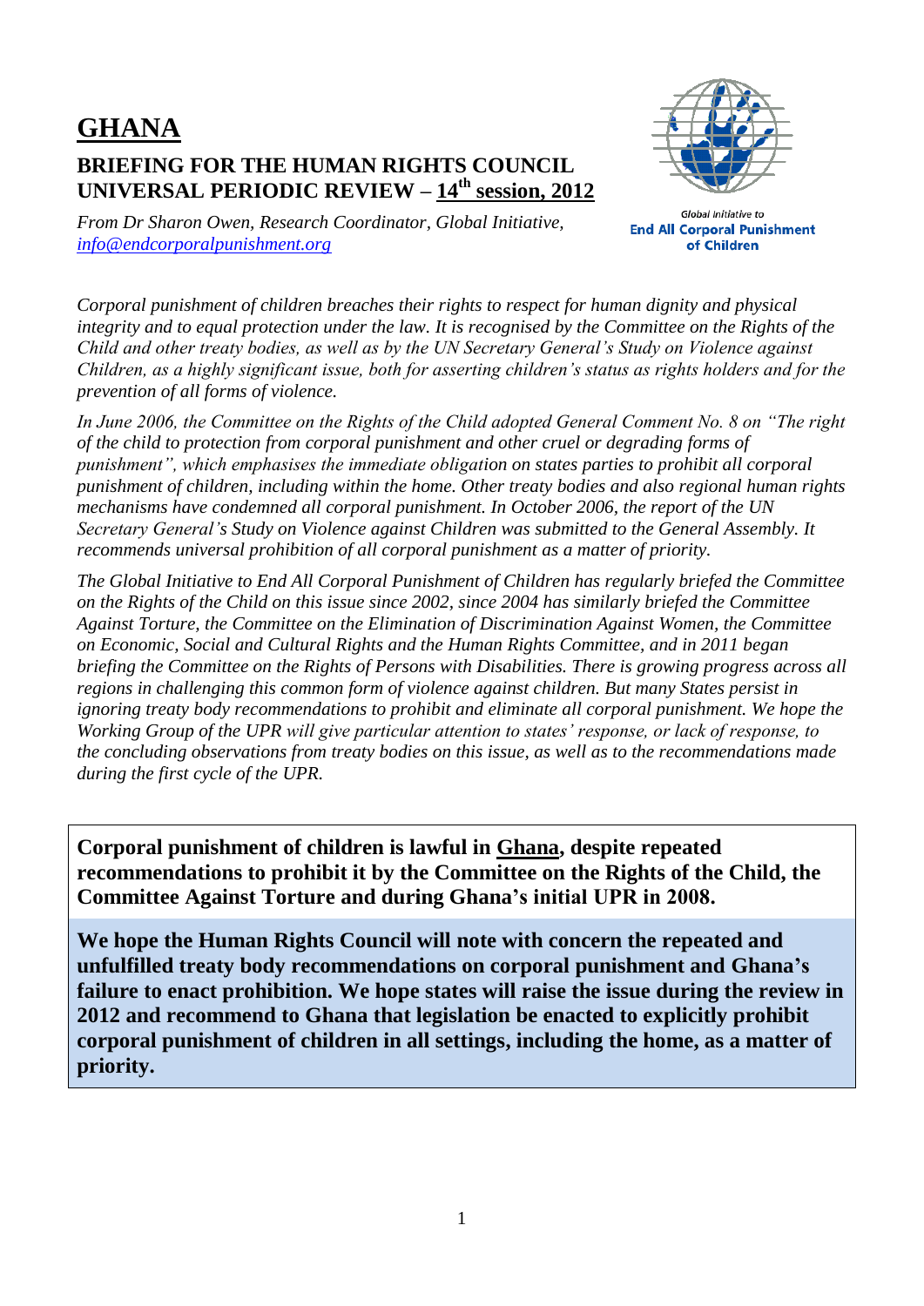# GHANA

## BRIEFING FOR THE HUMAN RIGHTS COUNCIL UNIVERSAL PERIODIC REVIEW – 14th session, 2012

*From Dr Sharon Owen, Research Coordinator, Global Initiative, [info@endcorporalpunishment.org](mailto:info@endcorporalpunishment.org)*

Global Initiative to **End All Corporal Punishment of Children**

*Corporal punishment of children breaches their rights to respect for human dignity and physical integrity and to equal protection under the law. It is recognised by the Committee on the Rights of the Child and other treaty bodies, as well as by the UN Secretary General's Study on Violence against Children, as a highly significant issue, both for asserting children's status as rights holders and for the prevention of all forms of violence.*

*In June 2006, the Committee on the Rights of the Child adopted General Comment No. 8 on "The right of the child to protection from corporal punishment and other cruel or degrading forms of punishment", which emphasises the immediate obligation on states parties to prohibit all corporal punishment of children, including within the home. Other treaty bodies and also regional human rights mechanisms have condemned all corporal punishment. In October 2006, the report of the UN Secretary General's Study on Violence against Children was submitted to the General Assembly. It recommends universal prohibition of all corporal punishment as a matter of priority.*

*The Global Initiative to End All Corporal Punishment of Children has regularly briefed the Committee on the Rights of the Child on this issue since 2002, since 2004 has similarly briefed the Committee Against Torture, the Committee on the Elimination of Discrimination Against Women, the Committee on Economic, Social and Cultural Rights and the Human Rights Committee, and in 2011 began briefing the Committee on the Rights of Persons with Disabilities. There is growing progress across all regions in challenging this common form of violence against children. But many States persist in ignoring treaty body recommendations to prohibit and eliminate all corporal punishment. We hope the Working Group of the UPR will give particular attention to states' response, or lack of response, to the concluding observations from treaty bodies on this issue, as well as to the recommendations made during the first cycle of the UPR.*

**Corporal punishment of children is lawful in Ghana, despite repeated recommendations to prohibit it by the Committee on the Rights of the Child, the Committee Against Torture and during Ghana's initial UPR in 2008.**

**We hope the Human Rights Council will note with concern the repeated and unfulfilled treaty body recommendations on corporal punishment and Ghana's failure to enact prohibition. We hope states will raise the issue during the review in 2012 and recommend to Ghana that legislation be enacted to explicitly prohibit corporal punishment of children in all settings, including the home, as a matter of priority.**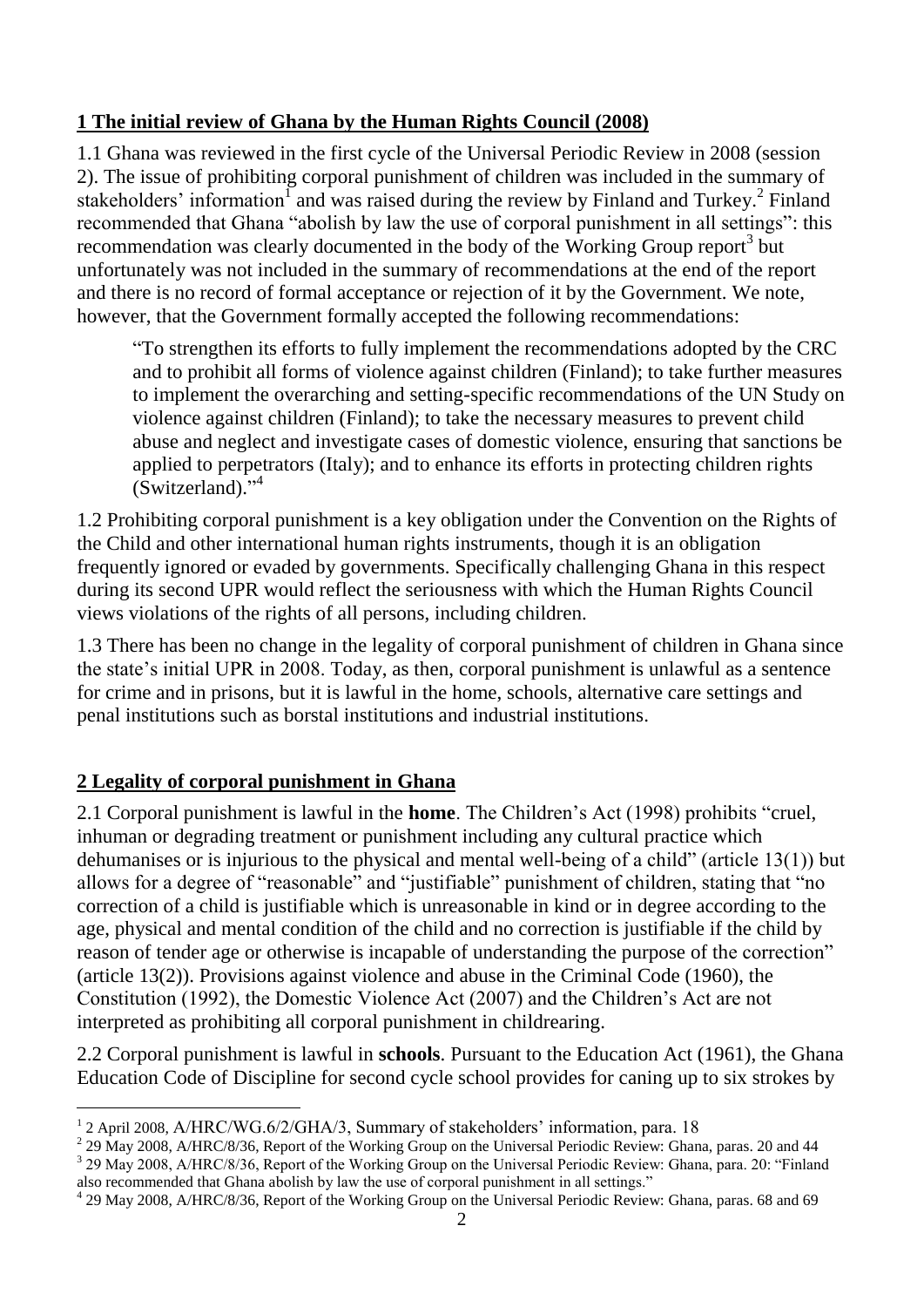## 1 The initial review of Ghana by the Human Rights Council (2008)

1.1 Ghana was reviewed in the first cycle of the Universal Periodic Review in 2008 (session 2). The issue of prohibiting corporal punishment of children was included in the summary of stakeholders' information[1] and was raised during the review by Finland and Turkey.[2] Finland recommended that Ghana "abolish by law the use of corporal punishment in all settings": this recommendation was clearly documented in the body of the Working Group report[3] but unfortunately was not included in the summary of recommendations at the end of the report and there is no record of formal acceptance or rejection of it by the Government. We note, however, that the Government formally accepted the following recommendations:

> "To strengthen its efforts to fully implement the recommendations adopted by the CRC and to prohibit all forms of violence against children (Finland); to take further measures to implement the overarching and setting-specific recommendations of the UN Study on violence against children (Finland); to take the necessary measures to prevent child abuse and neglect and investigate cases of domestic violence, ensuring that sanctions be applied to perpetrators (Italy); and to enhance its efforts in protecting children rights (Switzerland)."[4]

1.2 Prohibiting corporal punishment is a key obligation under the Convention on the Rights of the Child and other international human rights instruments, though it is an obligation frequently ignored or evaded by governments. Specifically challenging Ghana in this respect during its second UPR would reflect the seriousness with which the Human Rights Council views violations of the rights of all persons, including children.

1.3 There has been no change in the legality of corporal punishment of children in Ghana since the state's initial UPR in 2008. Today, as then, corporal punishment is unlawful as a sentence for crime and in prisons, but it is lawful in the home, schools, alternative care settings and penal institutions such as borstal institutions and industrial institutions.

## 2 Legality of corporal punishment in Ghana

2.1 Corporal punishment is lawful in the **home**. The Children's Act (1998) prohibits "cruel, inhuman or degrading treatment or punishment including any cultural practice which dehumanises or is injurious to the physical and mental well-being of a child" (article 13(1)) but allows for a degree of "reasonable" and "justifiable" punishment of children, stating that "no correction of a child is justifiable which is unreasonable in kind or in degree according to the age, physical and mental condition of the child and no correction is justifiable if the child by reason of tender age or otherwise is incapable of understanding the purpose of the correction" (article 13(2)). Provisions against violence and abuse in the Criminal Code (1960), the Constitution (1992), the Domestic Violence Act (2007) and the Children's Act are not interpreted as prohibiting all corporal punishment in childrearing.

2.2 Corporal punishment is lawful in **schools**. Pursuant to the Education Act (1961), the Ghana Education Code of Discipline for second cycle school provides for caning up to six strokes by

---

[1] 2 April 2008, A/HRC/WG.6/2/GHA/3, Summary of stakeholders' information, para. 18

[2] 29 May 2008, A/HRC/8/36, Report of the Working Group on the Universal Periodic Review: Ghana, paras. 20 and 44

[3] 29 May 2008, A/HRC/8/36, Report of the Working Group on the Universal Periodic Review: Ghana, para. 20: "Finland also recommended that Ghana abolish by law the use of corporal punishment in all settings."

[4] 29 May 2008, A/HRC/8/36, Report of the Working Group on the Universal Periodic Review: Ghana, paras. 68 and 69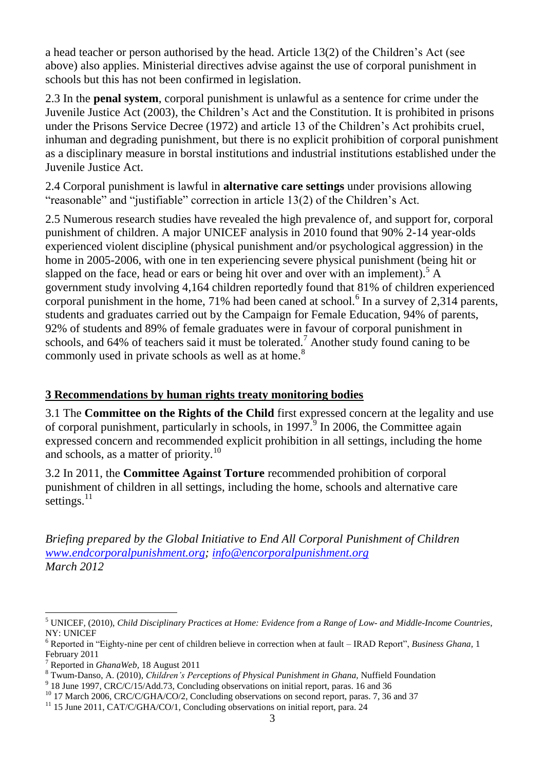a head teacher or person authorised by the head. Article 13(2) of the Children's Act (see above) also applies. Ministerial directives advise against the use of corporal punishment in schools but this has not been confirmed in legislation.

2.3 In the **penal system**, corporal punishment is unlawful as a sentence for crime under the Juvenile Justice Act (2003), the Children's Act and the Constitution. It is prohibited in prisons under the Prisons Service Decree (1972) and article 13 of the Children's Act prohibits cruel, inhuman and degrading punishment, but there is no explicit prohibition of corporal punishment as a disciplinary measure in borstal institutions and industrial institutions established under the Juvenile Justice Act.

2.4 Corporal punishment is lawful in **alternative care settings** under provisions allowing "reasonable" and "justifiable" correction in article 13(2) of the Children's Act.

2.5 Numerous research studies have revealed the high prevalence of, and support for, corporal punishment of children. A major UNICEF analysis in 2010 found that 90% 2-14 year-olds experienced violent discipline (physical punishment and/or psychological aggression) in the home in 2005-2006, with one in ten experiencing severe physical punishment (being hit or slapped on the face, head or ears or being hit over and over with an implement).[5] A government study involving 4,164 children reportedly found that 81% of children experienced corporal punishment in the home, 71% had been caned at school.[6] In a survey of 2,314 parents, students and graduates carried out by the Campaign for Female Education, 94% of parents, 92% of students and 89% of female graduates were in favour of corporal punishment in schools, and 64% of teachers said it must be tolerated.[7] Another study found caning to be commonly used in private schools as well as at home.[8]

## 3 Recommendations by human rights treaty monitoring bodies

3.1 The **Committee on the Rights of the Child** first expressed concern at the legality and use of corporal punishment, particularly in schools, in 1997.[9] In 2006, the Committee again expressed concern and recommended explicit prohibition in all settings, including the home and schools, as a matter of priority.[10]

3.2 In 2011, the **Committee Against Torture** recommended prohibition of corporal punishment of children in all settings, including the home, schools and alternative care settings.[11]

*Briefing prepared by the Global Initiative to End All Corporal Punishment of Children*
*www.endcorporalpunishment.org; info@encorporalpunishment.org*
*March 2012*

---

[5] UNICEF, (2010), *Child Disciplinary Practices at Home: Evidence from a Range of Low- and Middle-Income Countries*, NY: UNICEF

[6] Reported in "Eighty-nine per cent of children believe in correction when at fault – IRAD Report", *Business Ghana*, 1 February 2011

[7] Reported in *GhanaWeb*, 18 August 2011

[8] Twum-Danso, A. (2010), *Children's Perceptions of Physical Punishment in Ghana*, Nuffield Foundation

[9] 18 June 1997, CRC/C/15/Add.73, Concluding observations on initial report, paras. 16 and 36

[10] 17 March 2006, CRC/C/GHA/CO/2, Concluding observations on second report, paras. 7, 36 and 37

[11] 15 June 2011, CAT/C/GHA/CO/1, Concluding observations on initial report, para. 24